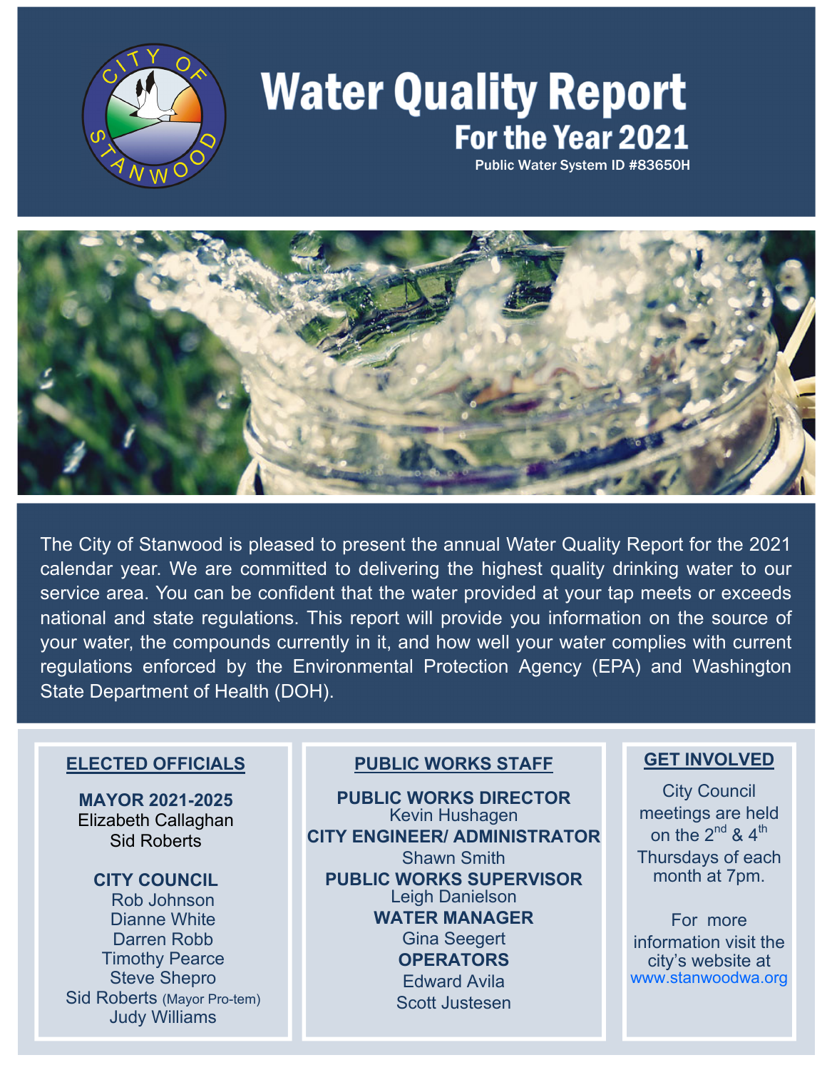# Water Quality Report

## For the Year 2021

**Public Water System ID #83650H**

The City of Stanwood is pleased to present the annual Water Quality Report for the 2021 calendar year. We are committed to delivering the highest quality drinking water to our service area. You can be confident that the water provided at your tap meets or exceeds national and state regulations. This report will provide you information on the source of your water, the compounds currently in it, and how well your water complies with current regulations enforced by the Environmental Protection Agency (EPA) and Washington State Department of Health (DOH).

### ELECTED OFFICIALS

**MAYOR 2021-2025**
Elizabeth Callaghan
Sid Roberts

**CITY COUNCIL**
Rob Johnson
Dianne White
Darren Robb
Timothy Pearce
Steve Shepro
Sid Roberts (Mayor Pro-tem)
Judy Williams

### PUBLIC WORKS STAFF

**PUBLIC WORKS DIRECTOR**
Kevin Hushagen

**CITY ENGINEER/ ADMINISTRATOR**
Shawn Smith

**PUBLIC WORKS SUPERVISOR**
Leigh Danielson

**WATER MANAGER**
Gina Seegert

**OPERATORS**
Edward Avila
Scott Justesen

### GET INVOLVED

City Council meetings are held on the 2nd & 4th Thursdays of each month at 7pm.

For more information visit the city's website at www.stanwoodwa.org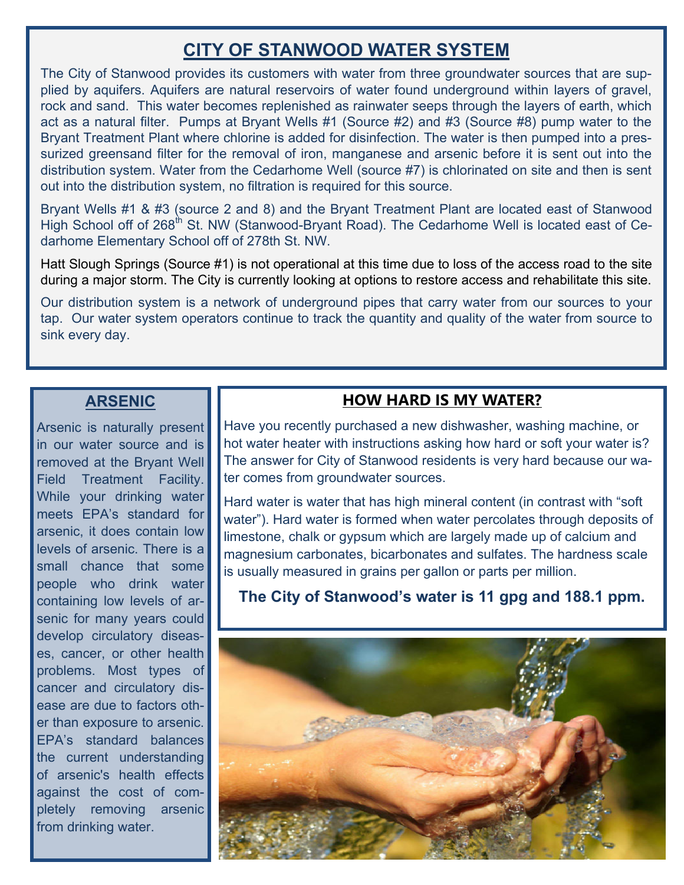## CITY OF STANWOOD WATER SYSTEM

The City of Stanwood provides its customers with water from three groundwater sources that are supplied by aquifers. Aquifers are natural reservoirs of water found underground within layers of gravel, rock and sand. This water becomes replenished as rainwater seeps through the layers of earth, which act as a natural filter. Pumps at Bryant Wells #1 (Source #2) and #3 (Source #8) pump water to the Bryant Treatment Plant where chlorine is added for disinfection. The water is then pumped into a pressurized greensand filter for the removal of iron, manganese and arsenic before it is sent out into the distribution system. Water from the Cedarhome Well (source #7) is chlorinated on site and then is sent out into the distribution system, no filtration is required for this source.

Bryant Wells #1 & #3 (source 2 and 8) and the Bryant Treatment Plant are located east of Stanwood High School off of 268th St. NW (Stanwood-Bryant Road). The Cedarhome Well is located east of Cedarhome Elementary School off of 278th St. NW.

Hatt Slough Springs (Source #1) is not operational at this time due to loss of the access road to the site during a major storm. The City is currently looking at options to restore access and rehabilitate this site.

Our distribution system is a network of underground pipes that carry water from our sources to your tap. Our water system operators continue to track the quantity and quality of the water from source to sink every day.

### ARSENIC

Arsenic is naturally present in our water source and is removed at the Bryant Well Field Treatment Facility. While your drinking water meets EPA's standard for arsenic, it does contain low levels of arsenic. There is a small chance that some people who drink water containing low levels of arsenic for many years could develop circulatory diseases, cancer, or other health problems. Most types of cancer and circulatory disease are due to factors other than exposure to arsenic. EPA's standard balances the current understanding of arsenic's health effects against the cost of completely removing arsenic from drinking water.

### HOW HARD IS MY WATER?

Have you recently purchased a new dishwasher, washing machine, or hot water heater with instructions asking how hard or soft your water is? The answer for City of Stanwood residents is very hard because our water comes from groundwater sources.

Hard water is water that has high mineral content (in contrast with "soft water"). Hard water is formed when water percolates through deposits of limestone, chalk or gypsum which are largely made up of calcium and magnesium carbonates, bicarbonates and sulfates. The hardness scale is usually measured in grains per gallon or parts per million.

**The City of Stanwood's water is 11 gpg and 188.1 ppm.**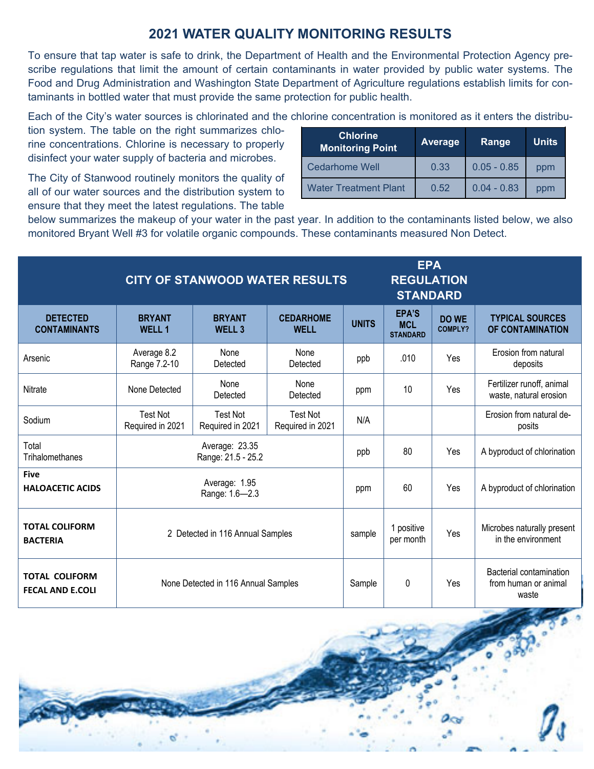# 2021 WATER QUALITY MONITORING RESULTS

To ensure that tap water is safe to drink, the Department of Health and the Environmental Protection Agency prescribe regulations that limit the amount of certain contaminants in water provided by public water systems. The Food and Drug Administration and Washington State Department of Agriculture regulations establish limits for contaminants in bottled water that must provide the same protection for public health.

Each of the City's water sources is chlorinated and the chlorine concentration is monitored as it enters the distribution system. The table on the right summarizes chlorine concentrations. Chlorine is necessary to properly disinfect your water supply of bacteria and microbes.

| Chlorine Monitoring Point | Average | Range | Units |
|---|---|---|---|
| Cedarhome Well | 0.33 | 0.05 - 0.85 | ppm |
| Water Treatment Plant | 0.52 | 0.04 - 0.83 | ppm |

The City of Stanwood routinely monitors the quality of all of our water sources and the distribution system to ensure that they meet the latest regulations. The table below summarizes the makeup of your water in the past year. In addition to the contaminants listed below, we also monitored Bryant Well #3 for volatile organic compounds. These contaminants measured Non Detect.

| CITY OF STANWOOD WATER RESULTS | | | | | EPA REGULATION STANDARD | | |
|---|---|---|---|---|---|---|---|
| **DETECTED CONTAMINANTS** | **BRYANT WELL 1** | **BRYANT WELL 3** | **CEDARHOME WELL** | **UNITS** | **EPA'S MCL STANDARD** | **DO WE COMPLY?** | **TYPICAL SOURCES OF CONTAMINATION** |
| Arsenic | Average 8.2 Range 7.2-10 | None Detected | None Detected | ppb | .010 | Yes | Erosion from natural deposits |
| Nitrate | None Detected | None Detected | None Detected | ppm | 10 | Yes | Fertilizer runoff, animal waste, natural erosion |
| Sodium | Test Not Required in 2021 | Test Not Required in 2021 | Test Not Required in 2021 | N/A | | | Erosion from natural deposits |
| Total Trihalomethanes | Average: 23.35 Range: 21.5 - 25.2 | | | ppb | 80 | Yes | A byproduct of chlorination |
| **Five HALOACETIC ACIDS** | Average: 1.95 Range: 1.6—2.3 | | | ppm | 60 | Yes | A byproduct of chlorination |
| **TOTAL COLIFORM BACTERIA** | 2 Detected in 116 Annual Samples | | | sample | 1 positive per month | Yes | Microbes naturally present in the environment |
| **TOTAL COLIFORM FECAL AND E.COLI** | None Detected in 116 Annual Samples | | | Sample | 0 | Yes | Bacterial contamination from human or animal waste |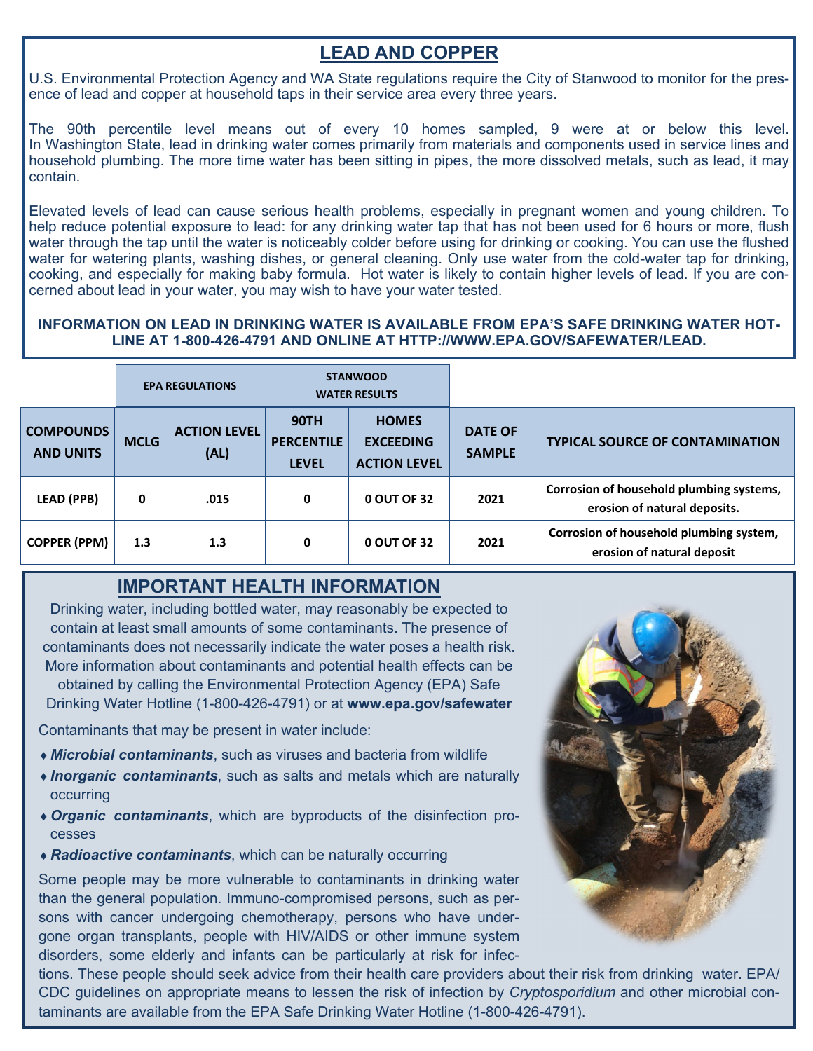## LEAD AND COPPER

U.S. Environmental Protection Agency and WA State regulations require the City of Stanwood to monitor for the presence of lead and copper at household taps in their service area every three years.

The 90th percentile level means out of every 10 homes sampled, 9 were at or below this level. In Washington State, lead in drinking water comes primarily from materials and components used in service lines and household plumbing. The more time water has been sitting in pipes, the more dissolved metals, such as lead, it may contain.

Elevated levels of lead can cause serious health problems, especially in pregnant women and young children. To help reduce potential exposure to lead: for any drinking water tap that has not been used for 6 hours or more, flush water through the tap until the water is noticeably colder before using for drinking or cooking. You can use the flushed water for watering plants, washing dishes, or general cleaning. Only use water from the cold-water tap for drinking, cooking, and especially for making baby formula. Hot water is likely to contain higher levels of lead. If you are concerned about lead in your water, you may wish to have your water tested.

**INFORMATION ON LEAD IN DRINKING WATER IS AVAILABLE FROM EPA'S SAFE DRINKING WATER HOTLINE AT 1-800-426-4791 AND ONLINE AT HTTP://WWW.EPA.GOV/SAFEWATER/LEAD.**

| | EPA REGULATIONS | | STANWOOD WATER RESULTS | | | |
|---|---|---|---|---|---|---|
| **COMPOUNDS AND UNITS** | **MCLG** | **ACTION LEVEL (AL)** | **90TH PERCENTILE LEVEL** | **HOMES EXCEEDING ACTION LEVEL** | **DATE OF SAMPLE** | **TYPICAL SOURCE OF CONTAMINATION** |
| **LEAD (PPB)** | **0** | **.015** | **0** | **0 OUT OF 32** | **2021** | **Corrosion of household plumbing systems, erosion of natural deposits.** |
| **COPPER (PPM)** | **1.3** | **1.3** | **0** | **0 OUT OF 32** | **2021** | **Corrosion of household plumbing system, erosion of natural deposit** |

## IMPORTANT HEALTH INFORMATION

Drinking water, including bottled water, may reasonably be expected to contain at least small amounts of some contaminants. The presence of contaminants does not necessarily indicate the water poses a health risk. More information about contaminants and potential health effects can be obtained by calling the Environmental Protection Agency (EPA) Safe Drinking Water Hotline (1-800-426-4791) or at **www.epa.gov/safewater**

Contaminants that may be present in water include:

- ***Microbial contaminants***, such as viruses and bacteria from wildlife
- ***Inorganic contaminants***, such as salts and metals which are naturally occurring
- ***Organic contaminants***, which are byproducts of the disinfection processes
- ***Radioactive contaminants***, which can be naturally occurring

Some people may be more vulnerable to contaminants in drinking water than the general population. Immuno-compromised persons, such as persons with cancer undergoing chemotherapy, persons who have undergone organ transplants, people with HIV/AIDS or other immune system disorders, some elderly and infants can be particularly at risk for infections. These people should seek advice from their health care providers about their risk from drinking water. EPA/CDC guidelines on appropriate means to lessen the risk of infection by *Cryptosporidium* and other microbial contaminants are available from the EPA Safe Drinking Water Hotline (1-800-426-4791).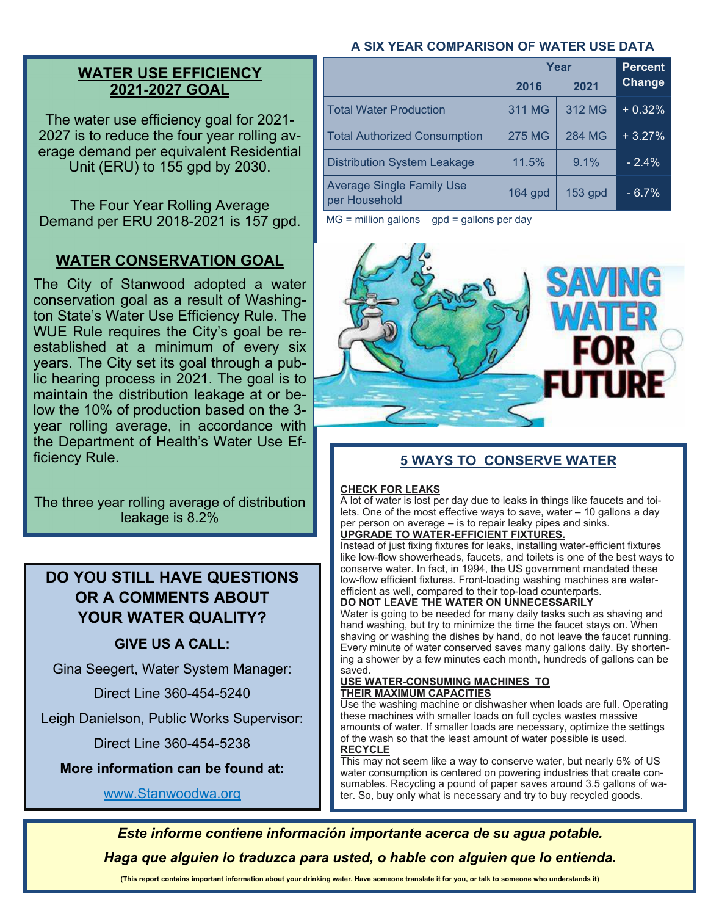## WATER USE EFFICIENCY 2021-2027 GOAL

The water use efficiency goal for 2021-2027 is to reduce the four year rolling average demand per equivalent Residential Unit (ERU) to 155 gpd by 2030.

The Four Year Rolling Average Demand per ERU 2018-2021 is 157 gpd.

## WATER CONSERVATION GOAL

The City of Stanwood adopted a water conservation goal as a result of Washington State's Water Use Efficiency Rule. The WUE Rule requires the City's goal be re-established at a minimum of every six years. The City set its goal through a public hearing process in 2021. The goal is to maintain the distribution leakage at or below the 10% of production based on the 3-year rolling average, in accordance with the Department of Health's Water Use Efficiency Rule.

The three year rolling average of distribution leakage is 8.2%

## DO YOU STILL HAVE QUESTIONS OR A COMMENTS ABOUT YOUR WATER QUALITY?

**GIVE US A CALL:**

Gina Seegert, Water System Manager:

Direct Line 360-454-5240

Leigh Danielson, Public Works Supervisor:

Direct Line 360-454-5238

**More information can be found at:**

www.Stanwoodwa.org

### A SIX YEAR COMPARISON OF WATER USE DATA

| | Year | | Percent Change |
|---|---|---|---|
| | 2016 | 2021 | |
| Total Water Production | 311 MG | 312 MG | + 0.32% |
| Total Authorized Consumption | 275 MG | 284 MG | + 3.27% |
| Distribution System Leakage | 11.5% | 9.1% | - 2.4% |
| Average Single Family Use per Household | 164 gpd | 153 gpd | - 6.7% |

MG = million gallons gpd = gallons per day

SAVING WATER FOR FUTURE

## 5 WAYS TO CONSERVE WATER

**CHECK FOR LEAKS**

A lot of water is lost per day due to leaks in things like faucets and toilets. One of the most effective ways to save, water – 10 gallons a day per person on average – is to repair leaky pipes and sinks.

**UPGRADE TO WATER-EFFICIENT FIXTURES.**

Instead of just fixing fixtures for leaks, installing water-efficient fixtures like low-flow showerheads, faucets, and toilets is one of the best ways to conserve water. In fact, in 1994, the US government mandated these low-flow efficient fixtures. Front-loading washing machines are water-efficient as well, compared to their top-load counterparts.

**DO NOT LEAVE THE WATER ON UNNECESSARILY**

Water is going to be needed for many daily tasks such as shaving and hand washing, but try to minimize the time the faucet stays on. When shaving or washing the dishes by hand, do not leave the faucet running. Every minute of water conserved saves many gallons daily. By shortening a shower by a few minutes each month, hundreds of gallons can be saved.

**USE WATER-CONSUMING MACHINES TO THEIR MAXIMUM CAPACITIES**

Use the washing machine or dishwasher when loads are full. Operating these machines with smaller loads on full cycles wastes massive amounts of water. If smaller loads are necessary, optimize the settings of the wash so that the least amount of water possible is used.

**RECYCLE**

This may not seem like a way to conserve water, but nearly 5% of US water consumption is centered on powering industries that create consumables. Recycling a pound of paper saves around 3.5 gallons of water. So, buy only what is necessary and try to buy recycled goods.

***Este informe contiene información importante acerca de su agua potable.***

***Haga que alguien lo traduzca para usted, o hable con alguien que lo entienda.***

**(This report contains important information about your drinking water. Have someone translate it for you, or talk to someone who understands it)**